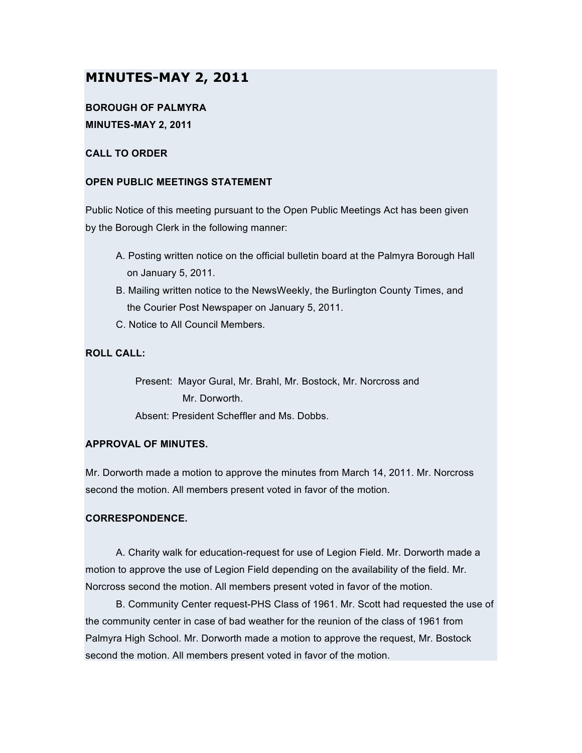# MINUTES-MAY 2, 2011

**BOROUGH OF PALMYRA**
**MINUTES-MAY 2, 2011**

**CALL TO ORDER**

**OPEN PUBLIC MEETINGS STATEMENT**

Public Notice of this meeting pursuant to the Open Public Meetings Act has been given by the Borough Clerk in the following manner:

A. Posting written notice on the official bulletin board at the Palmyra Borough Hall on January 5, 2011.
B. Mailing written notice to the NewsWeekly, the Burlington County Times, and the Courier Post Newspaper on January 5, 2011.
C. Notice to All Council Members.

**ROLL CALL:**

Present: Mayor Gural, Mr. Brahl, Mr. Bostock, Mr. Norcross and Mr. Dorworth.
Absent: President Scheffler and Ms. Dobbs.

**APPROVAL OF MINUTES.**

Mr. Dorworth made a motion to approve the minutes from March 14, 2011. Mr. Norcross second the motion. All members present voted in favor of the motion.

**CORRESPONDENCE.**

A. Charity walk for education-request for use of Legion Field. Mr. Dorworth made a motion to approve the use of Legion Field depending on the availability of the field. Mr. Norcross second the motion. All members present voted in favor of the motion.

B. Community Center request-PHS Class of 1961. Mr. Scott had requested the use of the community center in case of bad weather for the reunion of the class of 1961 from Palmyra High School. Mr. Dorworth made a motion to approve the request, Mr. Bostock second the motion. All members present voted in favor of the motion.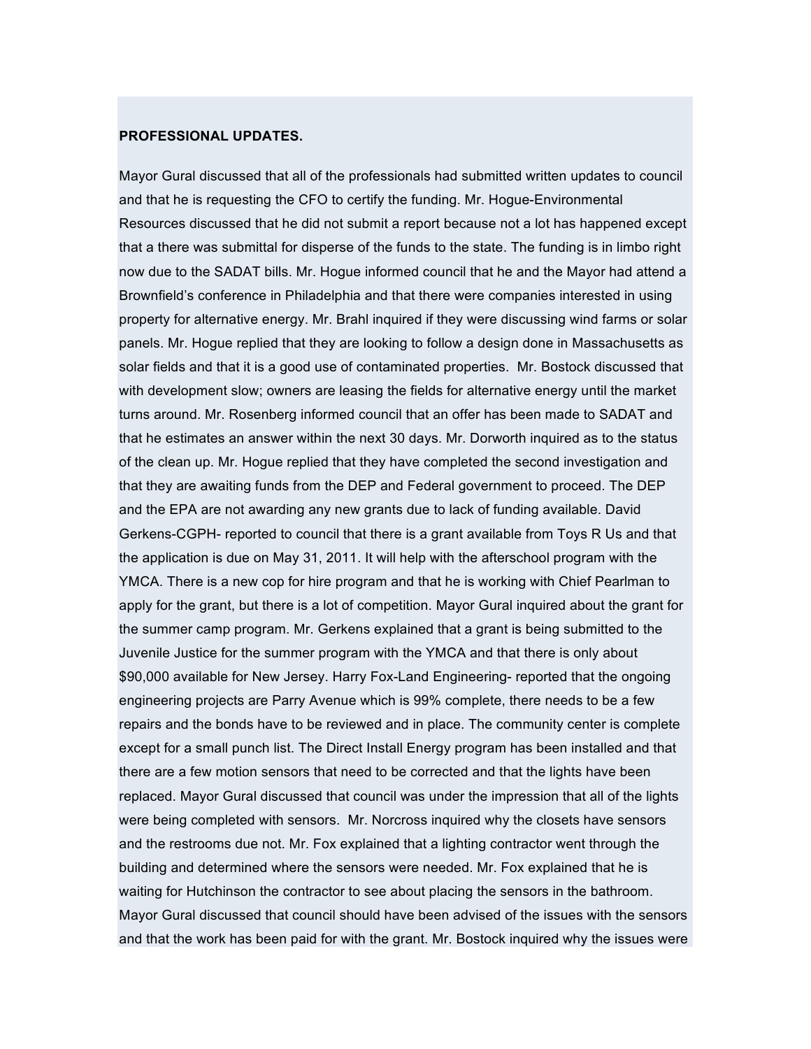**PROFESSIONAL UPDATES.**

Mayor Gural discussed that all of the professionals had submitted written updates to council and that he is requesting the CFO to certify the funding. Mr. Hogue-Environmental Resources discussed that he did not submit a report because not a lot has happened except that a there was submittal for disperse of the funds to the state. The funding is in limbo right now due to the SADAT bills. Mr. Hogue informed council that he and the Mayor had attend a Brownfield's conference in Philadelphia and that there were companies interested in using property for alternative energy. Mr. Brahl inquired if they were discussing wind farms or solar panels. Mr. Hogue replied that they are looking to follow a design done in Massachusetts as solar fields and that it is a good use of contaminated properties. Mr. Bostock discussed that with development slow; owners are leasing the fields for alternative energy until the market turns around. Mr. Rosenberg informed council that an offer has been made to SADAT and that he estimates an answer within the next 30 days. Mr. Dorworth inquired as to the status of the clean up. Mr. Hogue replied that they have completed the second investigation and that they are awaiting funds from the DEP and Federal government to proceed. The DEP and the EPA are not awarding any new grants due to lack of funding available. David Gerkens-CGPH- reported to council that there is a grant available from Toys R Us and that the application is due on May 31, 2011. It will help with the afterschool program with the YMCA. There is a new cop for hire program and that he is working with Chief Pearlman to apply for the grant, but there is a lot of competition. Mayor Gural inquired about the grant for the summer camp program. Mr. Gerkens explained that a grant is being submitted to the Juvenile Justice for the summer program with the YMCA and that there is only about $90,000 available for New Jersey. Harry Fox-Land Engineering- reported that the ongoing engineering projects are Parry Avenue which is 99% complete, there needs to be a few repairs and the bonds have to be reviewed and in place. The community center is complete except for a small punch list. The Direct Install Energy program has been installed and that there are a few motion sensors that need to be corrected and that the lights have been replaced. Mayor Gural discussed that council was under the impression that all of the lights were being completed with sensors. Mr. Norcross inquired why the closets have sensors and the restrooms due not. Mr. Fox explained that a lighting contractor went through the building and determined where the sensors were needed. Mr. Fox explained that he is waiting for Hutchinson the contractor to see about placing the sensors in the bathroom. Mayor Gural discussed that council should have been advised of the issues with the sensors and that the work has been paid for with the grant. Mr. Bostock inquired why the issues were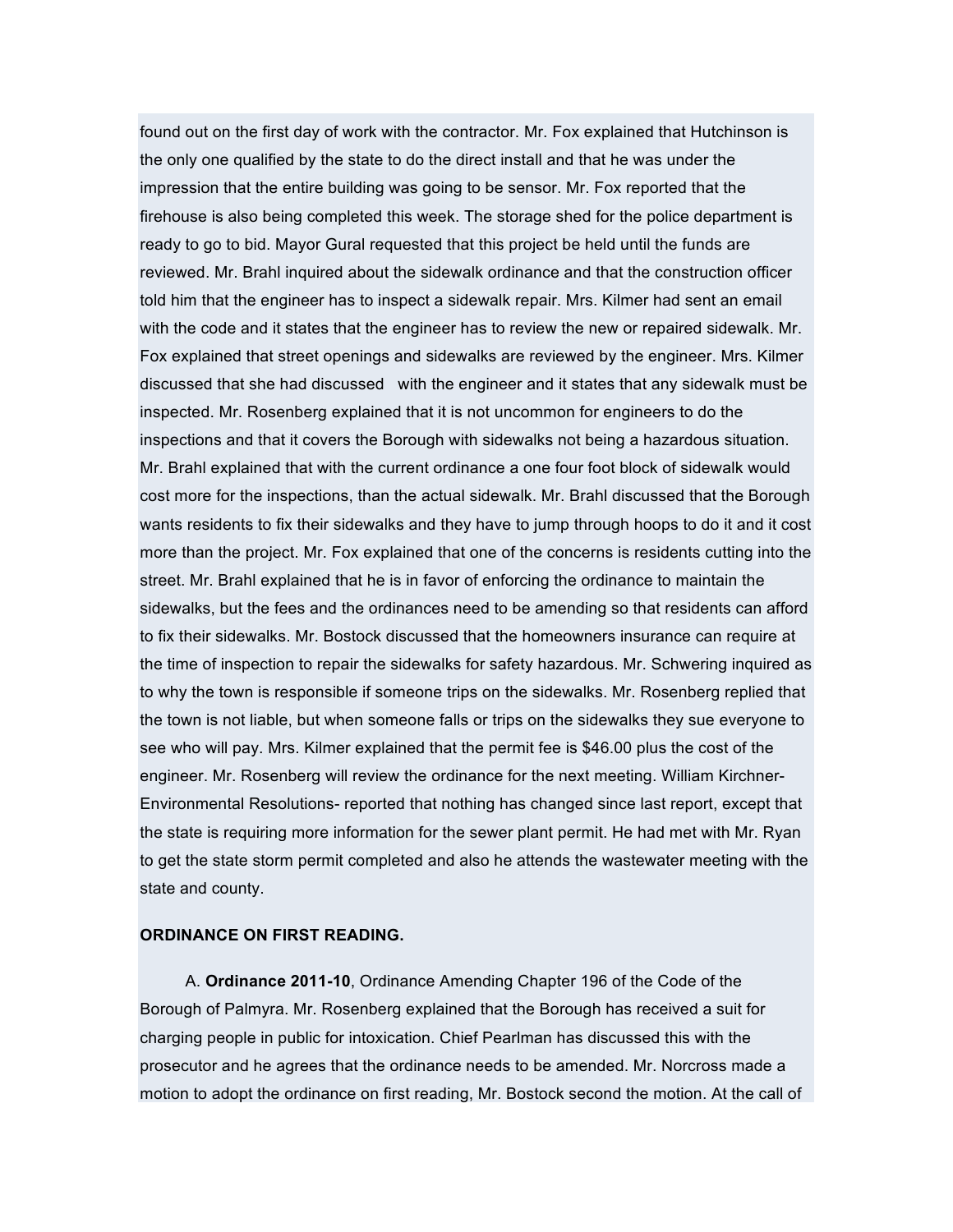found out on the first day of work with the contractor. Mr. Fox explained that Hutchinson is the only one qualified by the state to do the direct install and that he was under the impression that the entire building was going to be sensor. Mr. Fox reported that the firehouse is also being completed this week. The storage shed for the police department is ready to go to bid. Mayor Gural requested that this project be held until the funds are reviewed. Mr. Brahl inquired about the sidewalk ordinance and that the construction officer told him that the engineer has to inspect a sidewalk repair. Mrs. Kilmer had sent an email with the code and it states that the engineer has to review the new or repaired sidewalk. Mr. Fox explained that street openings and sidewalks are reviewed by the engineer. Mrs. Kilmer discussed that she had discussed with the engineer and it states that any sidewalk must be inspected. Mr. Rosenberg explained that it is not uncommon for engineers to do the inspections and that it covers the Borough with sidewalks not being a hazardous situation. Mr. Brahl explained that with the current ordinance a one four foot block of sidewalk would cost more for the inspections, than the actual sidewalk. Mr. Brahl discussed that the Borough wants residents to fix their sidewalks and they have to jump through hoops to do it and it cost more than the project. Mr. Fox explained that one of the concerns is residents cutting into the street. Mr. Brahl explained that he is in favor of enforcing the ordinance to maintain the sidewalks, but the fees and the ordinances need to be amending so that residents can afford to fix their sidewalks. Mr. Bostock discussed that the homeowners insurance can require at the time of inspection to repair the sidewalks for safety hazardous. Mr. Schwering inquired as to why the town is responsible if someone trips on the sidewalks. Mr. Rosenberg replied that the town is not liable, but when someone falls or trips on the sidewalks they sue everyone to see who will pay. Mrs. Kilmer explained that the permit fee is $46.00 plus the cost of the engineer. Mr. Rosenberg will review the ordinance for the next meeting. William Kirchner- Environmental Resolutions- reported that nothing has changed since last report, except that the state is requiring more information for the sewer plant permit. He had met with Mr. Ryan to get the state storm permit completed and also he attends the wastewater meeting with the state and county.

**ORDINANCE ON FIRST READING.**

A. **Ordinance 2011-10**, Ordinance Amending Chapter 196 of the Code of the Borough of Palmyra. Mr. Rosenberg explained that the Borough has received a suit for charging people in public for intoxication. Chief Pearlman has discussed this with the prosecutor and he agrees that the ordinance needs to be amended. Mr. Norcross made a motion to adopt the ordinance on first reading, Mr. Bostock second the motion. At the call of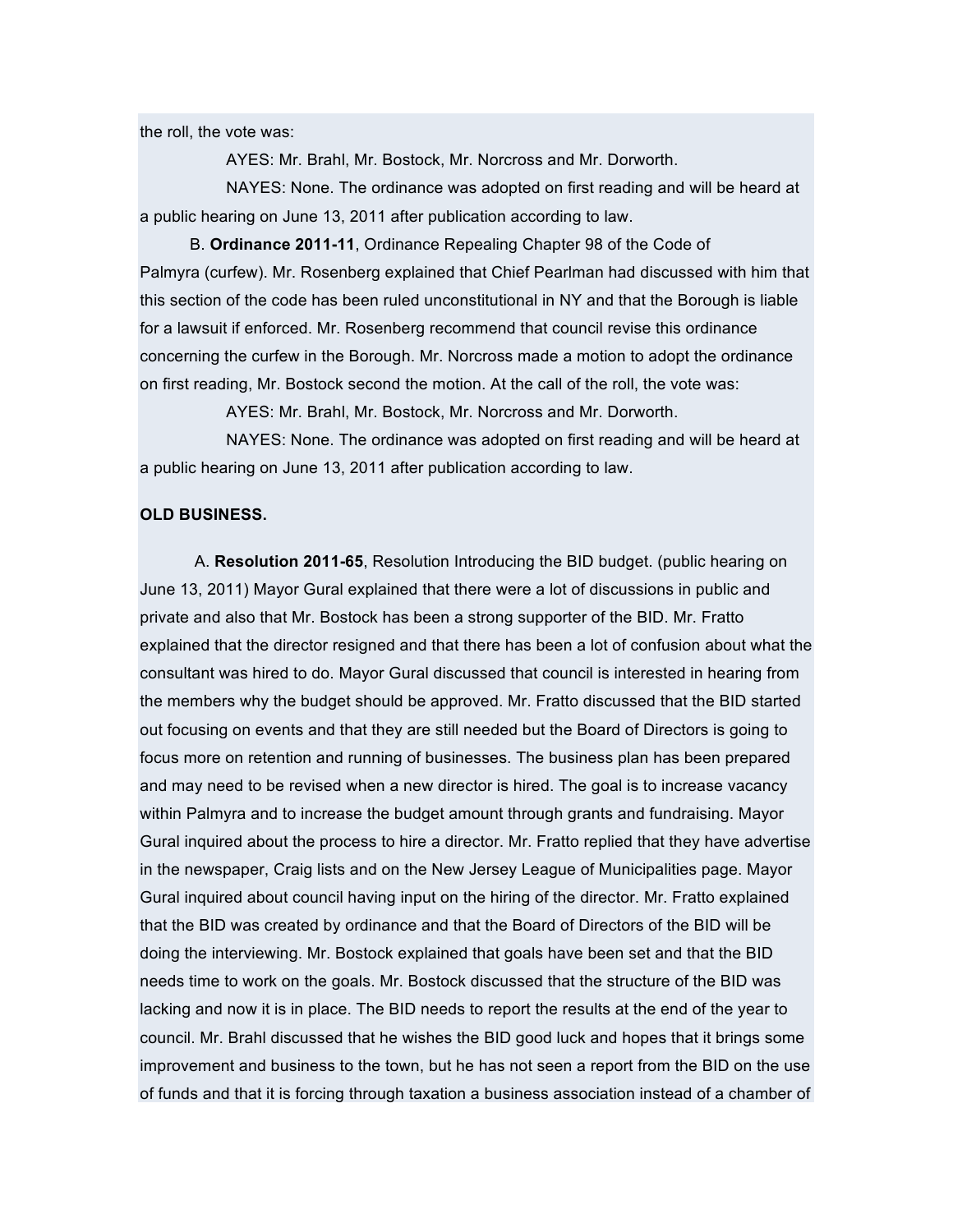the roll, the vote was:

AYES: Mr. Brahl, Mr. Bostock, Mr. Norcross and Mr. Dorworth.

NAYES: None. The ordinance was adopted on first reading and will be heard at a public hearing on June 13, 2011 after publication according to law.

B. **Ordinance 2011-11**, Ordinance Repealing Chapter 98 of the Code of Palmyra (curfew). Mr. Rosenberg explained that Chief Pearlman had discussed with him that this section of the code has been ruled unconstitutional in NY and that the Borough is liable for a lawsuit if enforced. Mr. Rosenberg recommend that council revise this ordinance concerning the curfew in the Borough. Mr. Norcross made a motion to adopt the ordinance on first reading, Mr. Bostock second the motion. At the call of the roll, the vote was:

AYES: Mr. Brahl, Mr. Bostock, Mr. Norcross and Mr. Dorworth.

NAYES: None. The ordinance was adopted on first reading and will be heard at a public hearing on June 13, 2011 after publication according to law.

**OLD BUSINESS.**

A. **Resolution 2011-65**, Resolution Introducing the BID budget. (public hearing on June 13, 2011) Mayor Gural explained that there were a lot of discussions in public and private and also that Mr. Bostock has been a strong supporter of the BID. Mr. Fratto explained that the director resigned and that there has been a lot of confusion about what the consultant was hired to do. Mayor Gural discussed that council is interested in hearing from the members why the budget should be approved. Mr. Fratto discussed that the BID started out focusing on events and that they are still needed but the Board of Directors is going to focus more on retention and running of businesses. The business plan has been prepared and may need to be revised when a new director is hired. The goal is to increase vacancy within Palmyra and to increase the budget amount through grants and fundraising. Mayor Gural inquired about the process to hire a director. Mr. Fratto replied that they have advertise in the newspaper, Craig lists and on the New Jersey League of Municipalities page. Mayor Gural inquired about council having input on the hiring of the director. Mr. Fratto explained that the BID was created by ordinance and that the Board of Directors of the BID will be doing the interviewing. Mr. Bostock explained that goals have been set and that the BID needs time to work on the goals. Mr. Bostock discussed that the structure of the BID was lacking and now it is in place. The BID needs to report the results at the end of the year to council. Mr. Brahl discussed that he wishes the BID good luck and hopes that it brings some improvement and business to the town, but he has not seen a report from the BID on the use of funds and that it is forcing through taxation a business association instead of a chamber of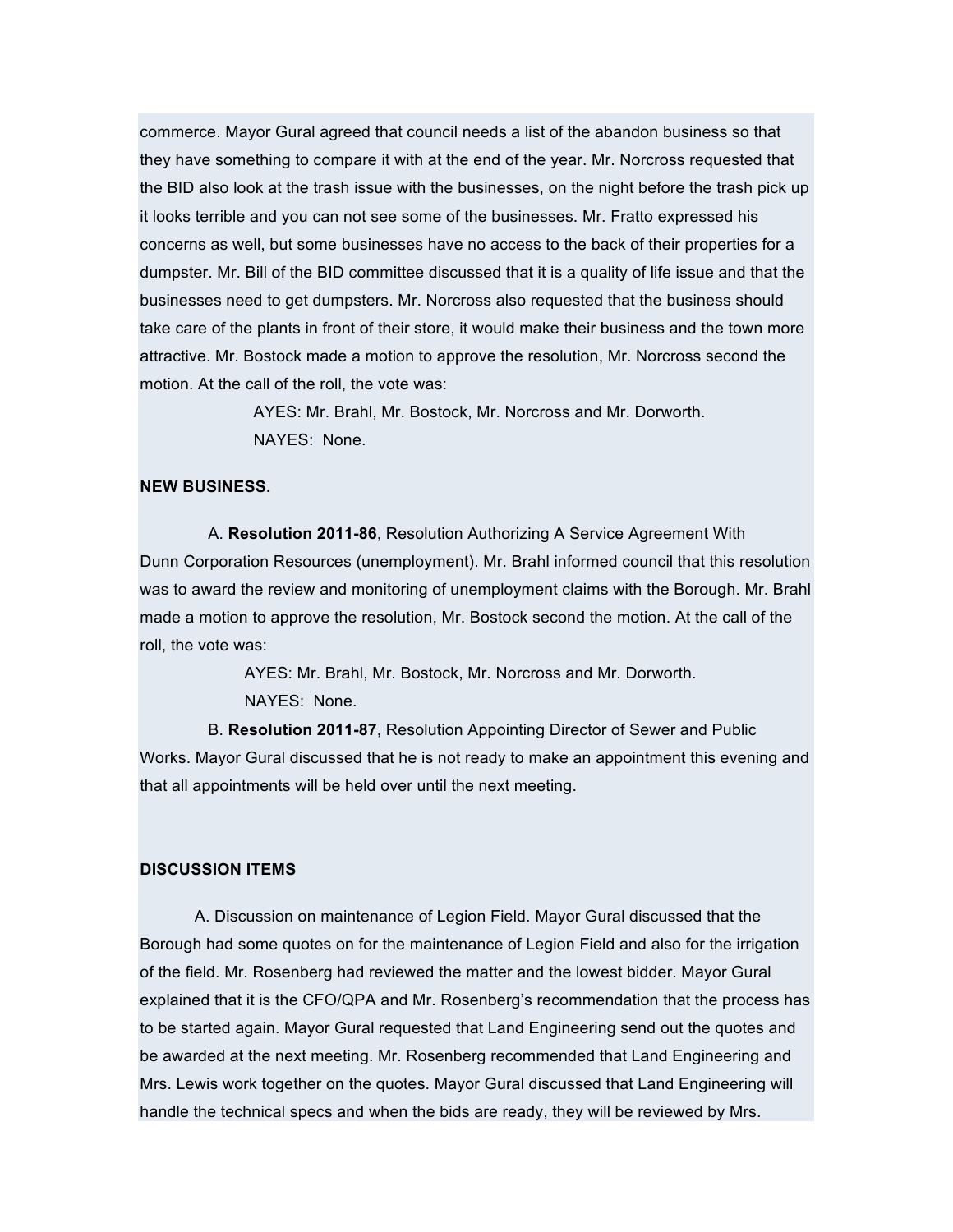commerce. Mayor Gural agreed that council needs a list of the abandon business so that they have something to compare it with at the end of the year. Mr. Norcross requested that the BID also look at the trash issue with the businesses, on the night before the trash pick up it looks terrible and you can not see some of the businesses. Mr. Fratto expressed his concerns as well, but some businesses have no access to the back of their properties for a dumpster. Mr. Bill of the BID committee discussed that it is a quality of life issue and that the businesses need to get dumpsters. Mr. Norcross also requested that the business should take care of the plants in front of their store, it would make their business and the town more attractive. Mr. Bostock made a motion to approve the resolution, Mr. Norcross second the motion. At the call of the roll, the vote was:

AYES: Mr. Brahl, Mr. Bostock, Mr. Norcross and Mr. Dorworth.
NAYES: None.

**NEW BUSINESS.**

A. **Resolution 2011-86**, Resolution Authorizing A Service Agreement With Dunn Corporation Resources (unemployment). Mr. Brahl informed council that this resolution was to award the review and monitoring of unemployment claims with the Borough. Mr. Brahl made a motion to approve the resolution, Mr. Bostock second the motion. At the call of the roll, the vote was:

AYES: Mr. Brahl, Mr. Bostock, Mr. Norcross and Mr. Dorworth.
NAYES: None.

B. **Resolution 2011-87**, Resolution Appointing Director of Sewer and Public Works. Mayor Gural discussed that he is not ready to make an appointment this evening and that all appointments will be held over until the next meeting.

**DISCUSSION ITEMS**

A. Discussion on maintenance of Legion Field. Mayor Gural discussed that the Borough had some quotes on for the maintenance of Legion Field and also for the irrigation of the field. Mr. Rosenberg had reviewed the matter and the lowest bidder. Mayor Gural explained that it is the CFO/QPA and Mr. Rosenberg's recommendation that the process has to be started again. Mayor Gural requested that Land Engineering send out the quotes and be awarded at the next meeting. Mr. Rosenberg recommended that Land Engineering and Mrs. Lewis work together on the quotes. Mayor Gural discussed that Land Engineering will handle the technical specs and when the bids are ready, they will be reviewed by Mrs.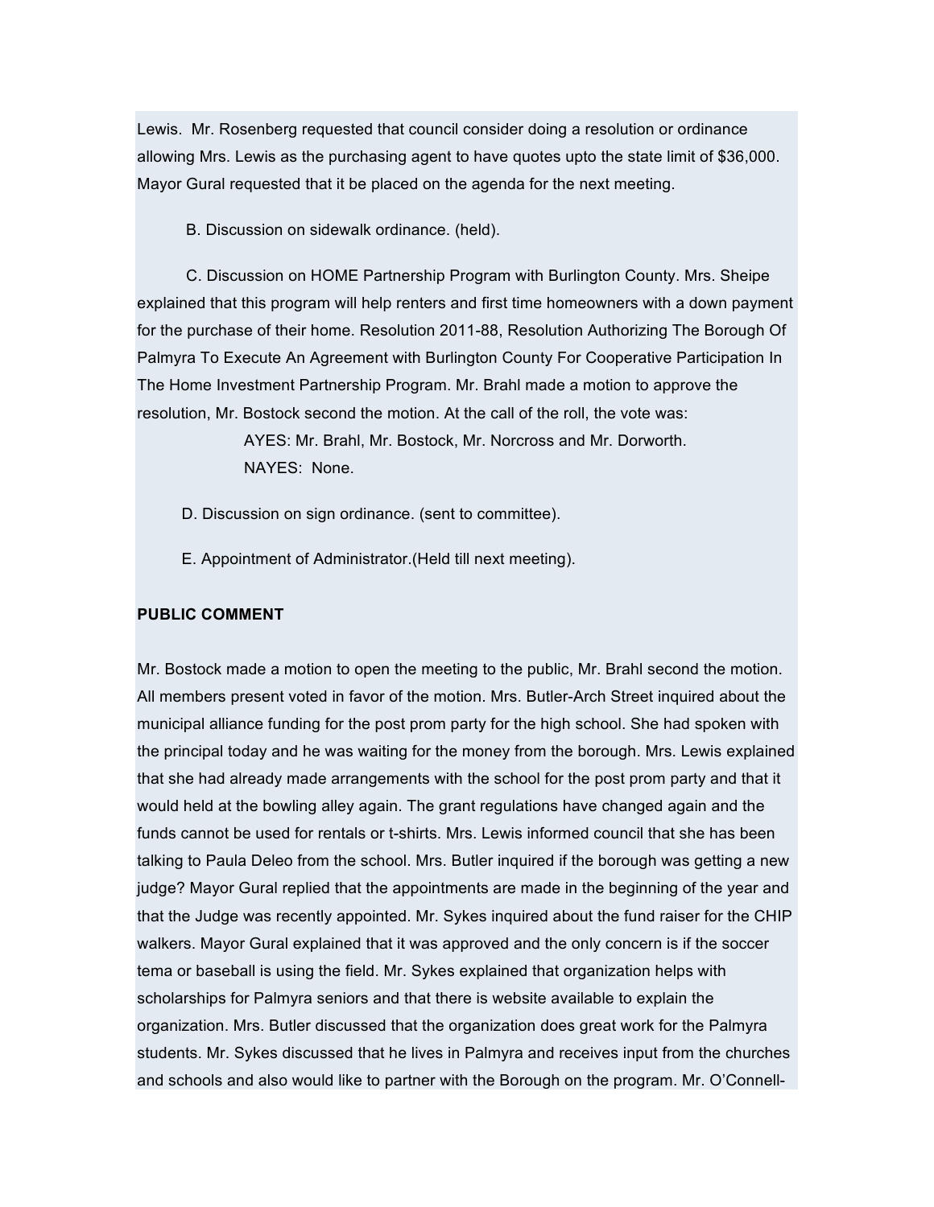Lewis. Mr. Rosenberg requested that council consider doing a resolution or ordinance allowing Mrs. Lewis as the purchasing agent to have quotes upto the state limit of $36,000. Mayor Gural requested that it be placed on the agenda for the next meeting.

B. Discussion on sidewalk ordinance. (held).

C. Discussion on HOME Partnership Program with Burlington County. Mrs. Sheipe explained that this program will help renters and first time homeowners with a down payment for the purchase of their home. Resolution 2011-88, Resolution Authorizing The Borough Of Palmyra To Execute An Agreement with Burlington County For Cooperative Participation In The Home Investment Partnership Program. Mr. Brahl made a motion to approve the resolution, Mr. Bostock second the motion. At the call of the roll, the vote was:

AYES: Mr. Brahl, Mr. Bostock, Mr. Norcross and Mr. Dorworth.

NAYES: None.

D. Discussion on sign ordinance. (sent to committee).

E. Appointment of Administrator.(Held till next meeting).

**PUBLIC COMMENT**

Mr. Bostock made a motion to open the meeting to the public, Mr. Brahl second the motion. All members present voted in favor of the motion. Mrs. Butler-Arch Street inquired about the municipal alliance funding for the post prom party for the high school. She had spoken with the principal today and he was waiting for the money from the borough. Mrs. Lewis explained that she had already made arrangements with the school for the post prom party and that it would held at the bowling alley again. The grant regulations have changed again and the funds cannot be used for rentals or t-shirts. Mrs. Lewis informed council that she has been talking to Paula Deleo from the school. Mrs. Butler inquired if the borough was getting a new judge? Mayor Gural replied that the appointments are made in the beginning of the year and that the Judge was recently appointed. Mr. Sykes inquired about the fund raiser for the CHIP walkers. Mayor Gural explained that it was approved and the only concern is if the soccer tema or baseball is using the field. Mr. Sykes explained that organization helps with scholarships for Palmyra seniors and that there is website available to explain the organization. Mrs. Butler discussed that the organization does great work for the Palmyra students. Mr. Sykes discussed that he lives in Palmyra and receives input from the churches and schools and also would like to partner with the Borough on the program. Mr. O'Connell-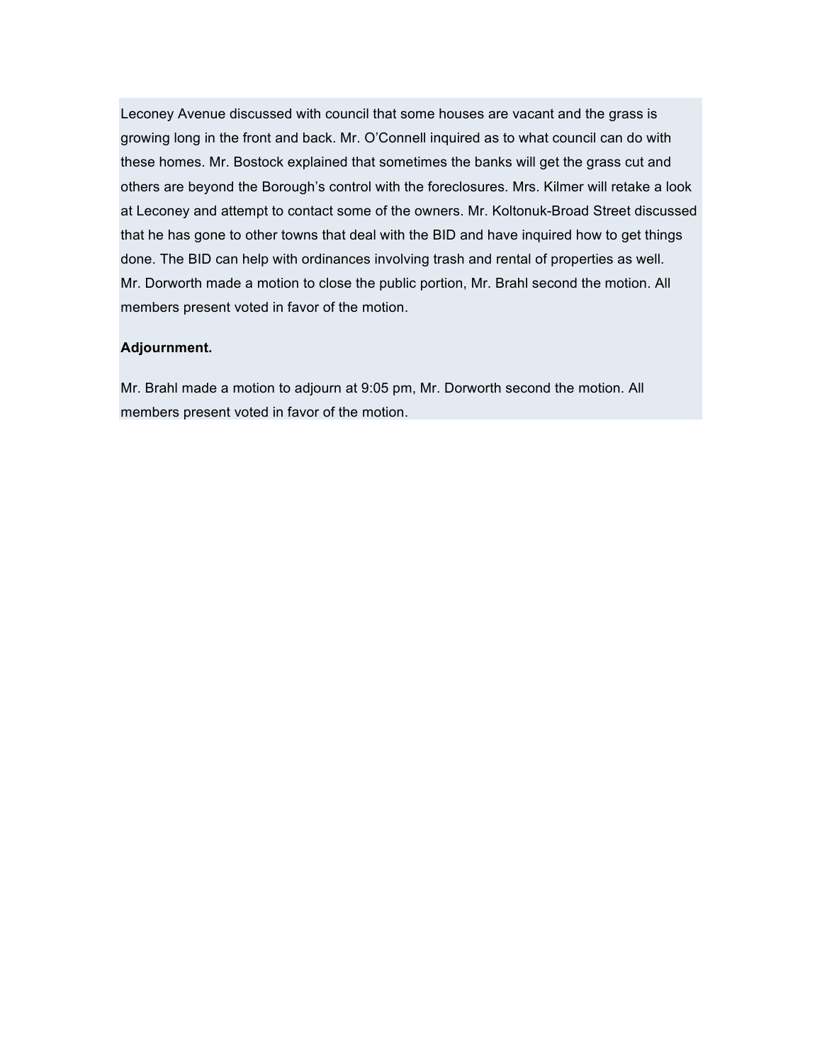Leconey Avenue discussed with council that some houses are vacant and the grass is growing long in the front and back. Mr. O'Connell inquired as to what council can do with these homes. Mr. Bostock explained that sometimes the banks will get the grass cut and others are beyond the Borough's control with the foreclosures. Mrs. Kilmer will retake a look at Leconey and attempt to contact some of the owners. Mr. Koltonuk-Broad Street discussed that he has gone to other towns that deal with the BID and have inquired how to get things done. The BID can help with ordinances involving trash and rental of properties as well. Mr. Dorworth made a motion to close the public portion, Mr. Brahl second the motion. All members present voted in favor of the motion.

**Adjournment.**

Mr. Brahl made a motion to adjourn at 9:05 pm, Mr. Dorworth second the motion. All members present voted in favor of the motion.